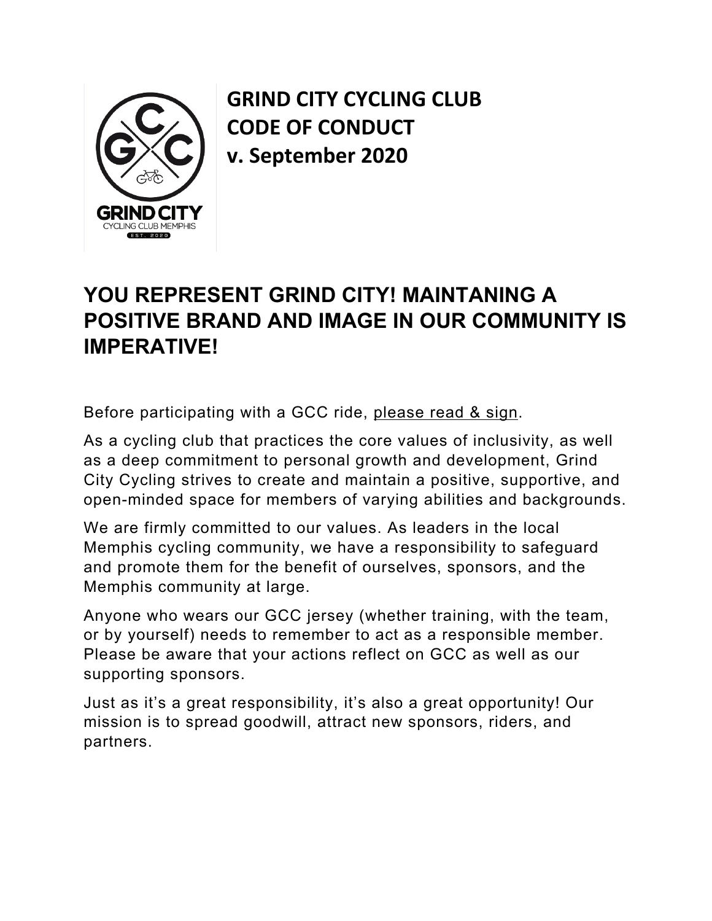# GRIND CITY CYCLING CLUB
# CODE OF CONDUCT
# v. September 2020

## YOU REPRESENT GRIND CITY! MAINTANING A POSITIVE BRAND AND IMAGE IN OUR COMMUNITY IS IMPERATIVE!

Before participating with a GCC ride, please read & sign.

As a cycling club that practices the core values of inclusivity, as well as a deep commitment to personal growth and development, Grind City Cycling strives to create and maintain a positive, supportive, and open-minded space for members of varying abilities and backgrounds.

We are firmly committed to our values. As leaders in the local Memphis cycling community, we have a responsibility to safeguard and promote them for the benefit of ourselves, sponsors, and the Memphis community at large.

Anyone who wears our GCC jersey (whether training, with the team, or by yourself) needs to remember to act as a responsible member. Please be aware that your actions reflect on GCC as well as our supporting sponsors.

Just as it's a great responsibility, it's also a great opportunity! Our mission is to spread goodwill, attract new sponsors, riders, and partners.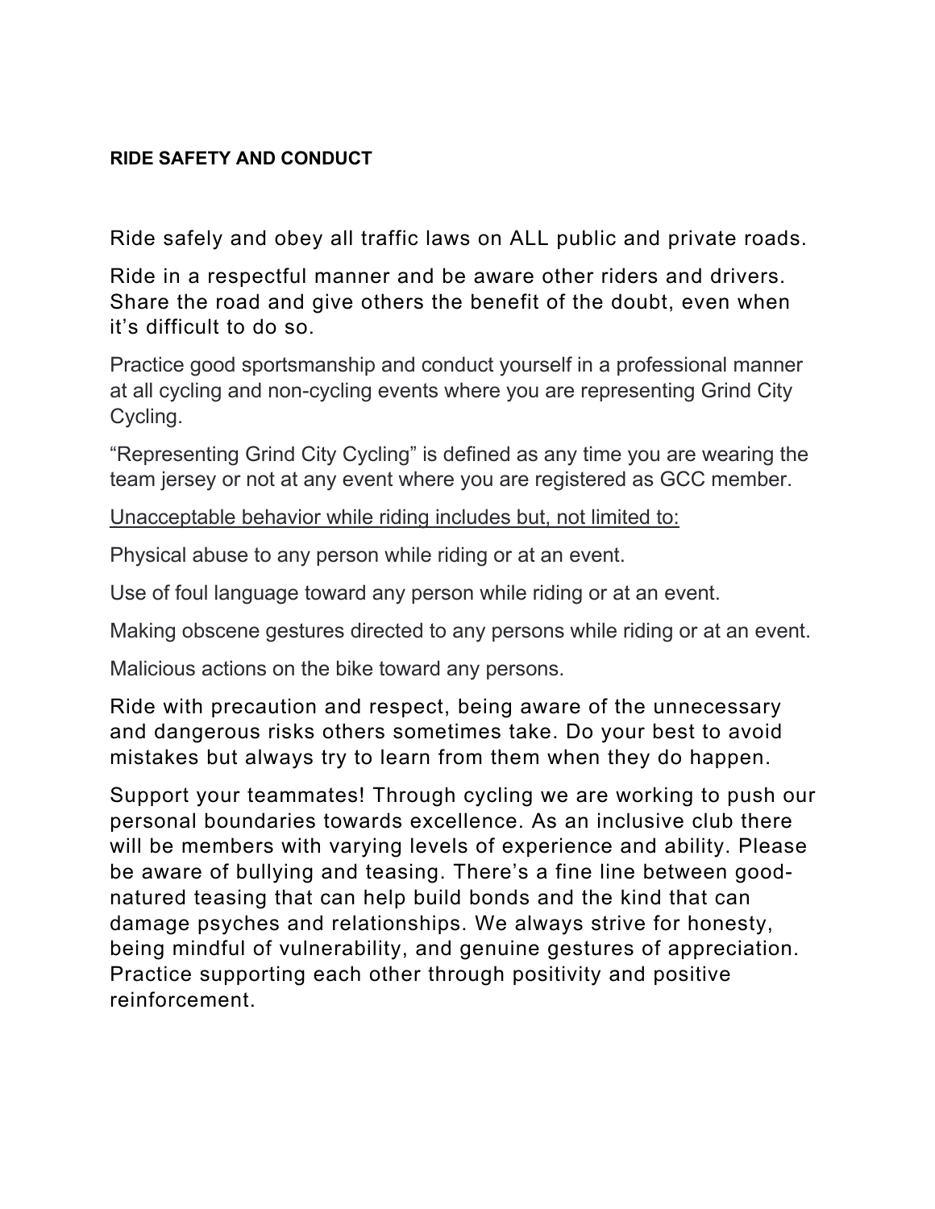**RIDE SAFETY AND CONDUCT**

Ride safely and obey all traffic laws on ALL public and private roads.

Ride in a respectful manner and be aware other riders and drivers. Share the road and give others the benefit of the doubt, even when it's difficult to do so.

Practice good sportsmanship and conduct yourself in a professional manner at all cycling and non-cycling events where you are representing Grind City Cycling.

"Representing Grind City Cycling" is defined as any time you are wearing the team jersey or not at any event where you are registered as GCC member.

<u>Unacceptable behavior while riding includes but, not limited to:</u>

Physical abuse to any person while riding or at an event.

Use of foul language toward any person while riding or at an event.

Making obscene gestures directed to any persons while riding or at an event.

Malicious actions on the bike toward any persons.

Ride with precaution and respect, being aware of the unnecessary and dangerous risks others sometimes take. Do your best to avoid mistakes but always try to learn from them when they do happen.

Support your teammates! Through cycling we are working to push our personal boundaries towards excellence. As an inclusive club there will be members with varying levels of experience and ability. Please be aware of bullying and teasing. There's a fine line between good-natured teasing that can help build bonds and the kind that can damage psyches and relationships. We always strive for honesty, being mindful of vulnerability, and genuine gestures of appreciation. Practice supporting each other through positivity and positive reinforcement.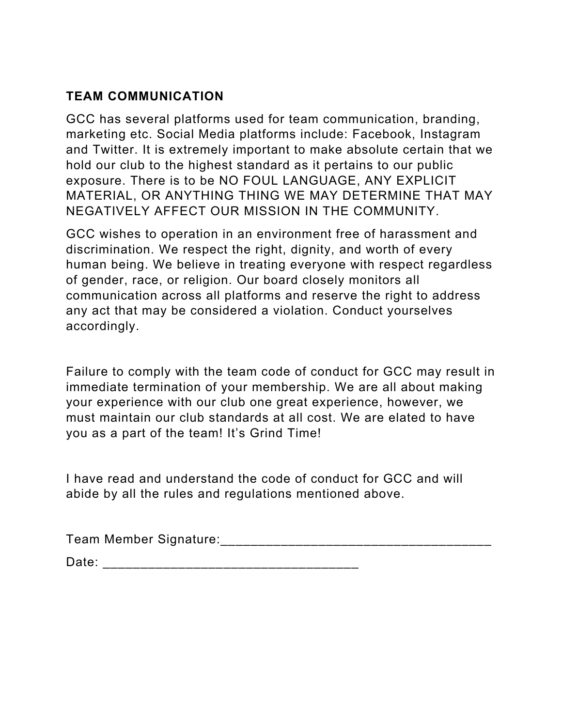**TEAM COMMUNICATION**

GCC has several platforms used for team communication, branding, marketing etc. Social Media platforms include: Facebook, Instagram and Twitter. It is extremely important to make absolute certain that we hold our club to the highest standard as it pertains to our public exposure. There is to be NO FOUL LANGUAGE, ANY EXPLICIT MATERIAL, OR ANYTHING THING WE MAY DETERMINE THAT MAY NEGATIVELY AFFECT OUR MISSION IN THE COMMUNITY.

GCC wishes to operation in an environment free of harassment and discrimination. We respect the right, dignity, and worth of every human being. We believe in treating everyone with respect regardless of gender, race, or religion. Our board closely monitors all communication across all platforms and reserve the right to address any act that may be considered a violation. Conduct yourselves accordingly.

Failure to comply with the team code of conduct for GCC may result in immediate termination of your membership. We are all about making your experience with our club one great experience, however, we must maintain our club standards at all cost. We are elated to have you as a part of the team! It's Grind Time!

I have read and understand the code of conduct for GCC and will abide by all the rules and regulations mentioned above.

Team Member Signature:_____________________________________

Date: ___________________________________